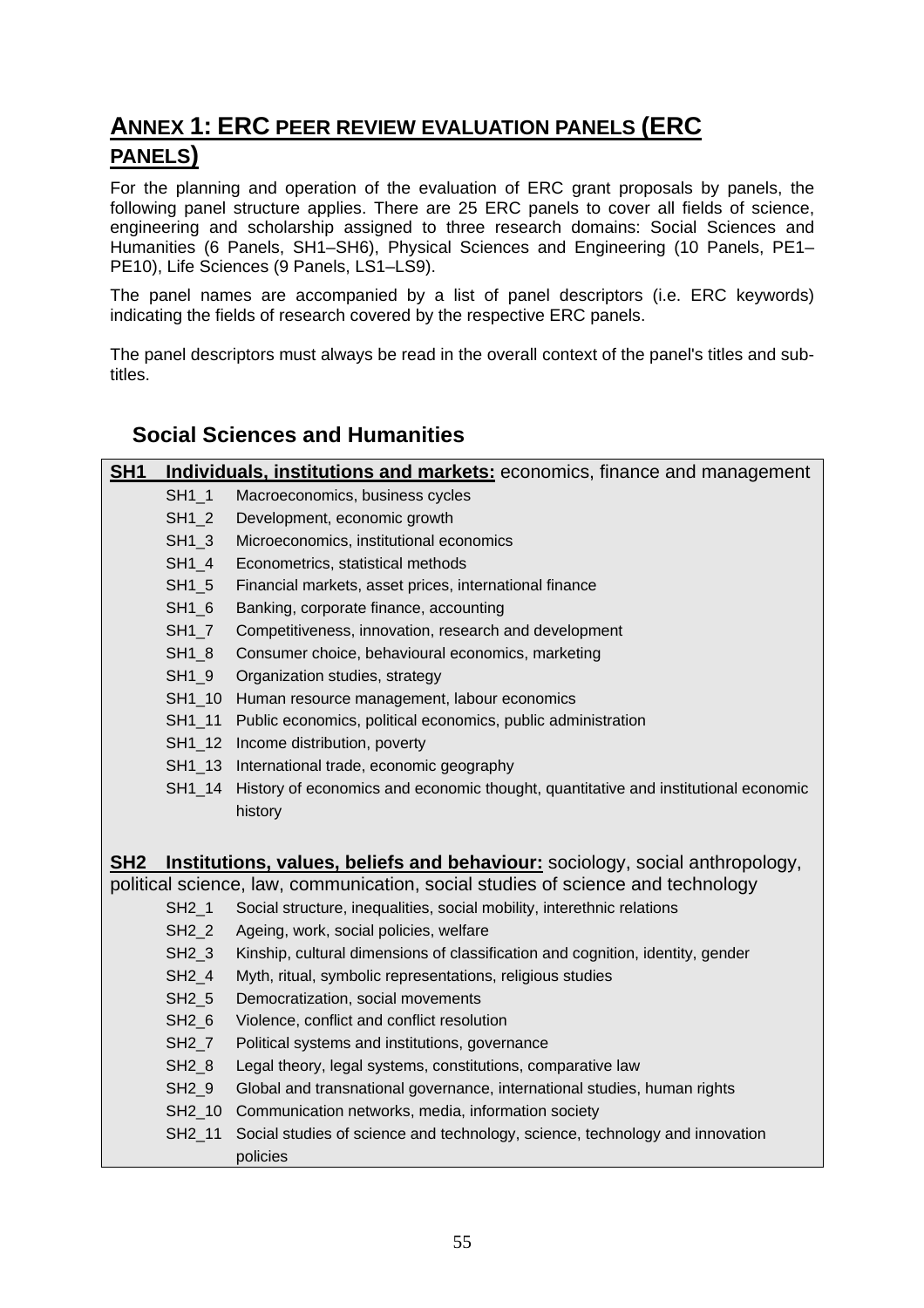# ANNEX 1: ERC PEER REVIEW EVALUATION PANELS (ERC PANELS)

For the planning and operation of the evaluation of ERC grant proposals by panels, the following panel structure applies. There are 25 ERC panels to cover all fields of science, engineering and scholarship assigned to three research domains: Social Sciences and Humanities (6 Panels, SH1–SH6), Physical Sciences and Engineering (10 Panels, PE1–PE10), Life Sciences (9 Panels, LS1–LS9).

The panel names are accompanied by a list of panel descriptors (i.e. ERC keywords) indicating the fields of research covered by the respective ERC panels.

The panel descriptors must always be read in the overall context of the panel's titles and sub-titles.

## Social Sciences and Humanities

**SH1 Individuals, institutions and markets:** economics, finance and management

- SH1_1 Macroeconomics, business cycles
- SH1_2 Development, economic growth
- SH1_3 Microeconomics, institutional economics
- SH1_4 Econometrics, statistical methods
- SH1_5 Financial markets, asset prices, international finance
- SH1_6 Banking, corporate finance, accounting
- SH1_7 Competitiveness, innovation, research and development
- SH1_8 Consumer choice, behavioural economics, marketing
- SH1_9 Organization studies, strategy
- SH1_10 Human resource management, labour economics
- SH1_11 Public economics, political economics, public administration
- SH1_12 Income distribution, poverty
- SH1_13 International trade, economic geography
- SH1_14 History of economics and economic thought, quantitative and institutional economic history

**SH2 Institutions, values, beliefs and behaviour:** sociology, social anthropology, political science, law, communication, social studies of science and technology

- SH2_1 Social structure, inequalities, social mobility, interethnic relations
- SH2_2 Ageing, work, social policies, welfare
- SH2_3 Kinship, cultural dimensions of classification and cognition, identity, gender
- SH2_4 Myth, ritual, symbolic representations, religious studies
- SH2_5 Democratization, social movements
- SH2_6 Violence, conflict and conflict resolution
- SH2_7 Political systems and institutions, governance
- SH2_8 Legal theory, legal systems, constitutions, comparative law
- SH2_9 Global and transnational governance, international studies, human rights
- SH2_10 Communication networks, media, information society
- SH2_11 Social studies of science and technology, science, technology and innovation policies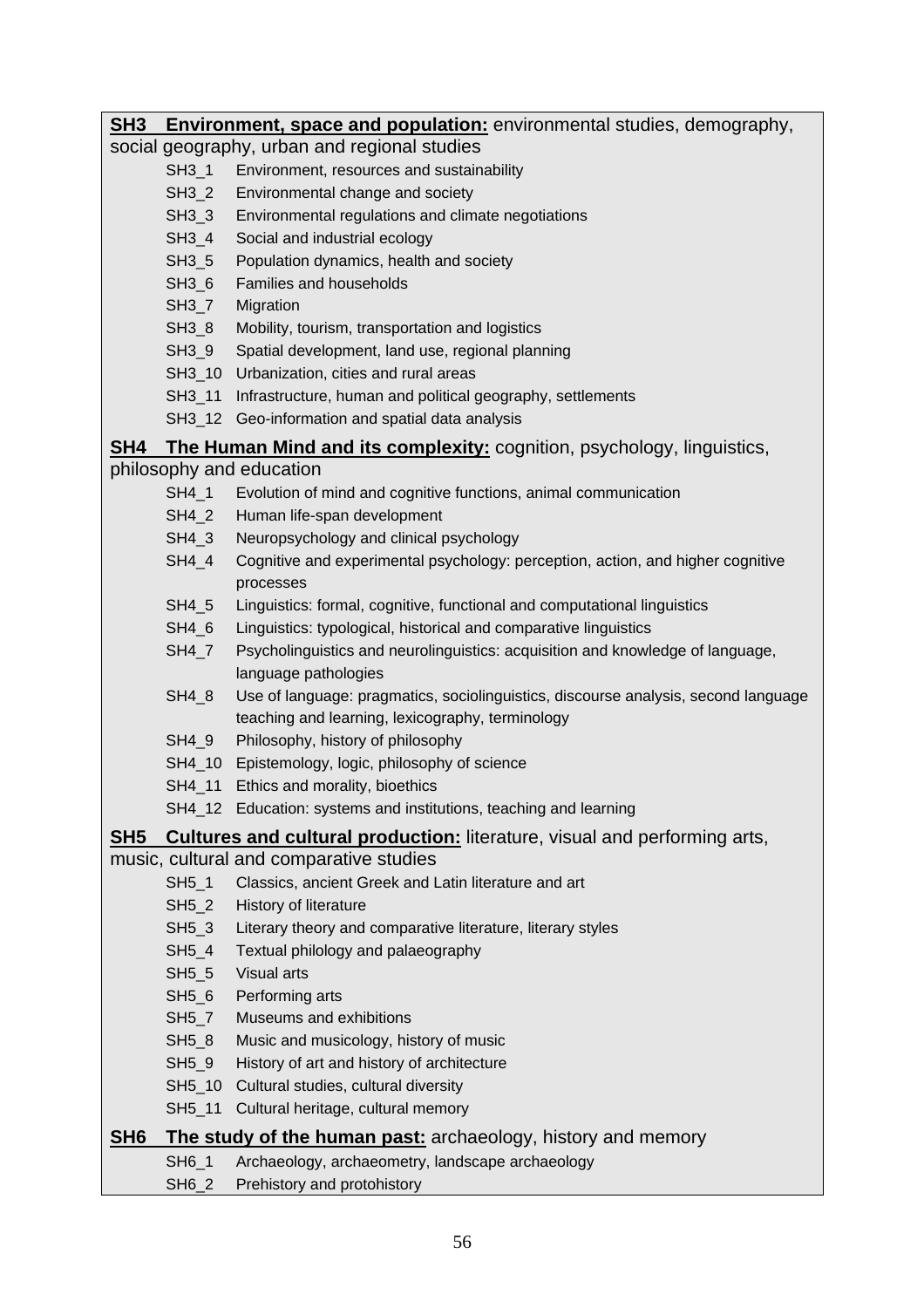**<u>SH3 Environment, space and population:</u>** environmental studies, demography, social geography, urban and regional studies

- SH3_1 Environment, resources and sustainability
- SH3_2 Environmental change and society
- SH3_3 Environmental regulations and climate negotiations
- SH3_4 Social and industrial ecology
- SH3_5 Population dynamics, health and society
- SH3_6 Families and households
- SH3_7 Migration
- SH3_8 Mobility, tourism, transportation and logistics
- SH3_9 Spatial development, land use, regional planning
- SH3_10 Urbanization, cities and rural areas
- SH3_11 Infrastructure, human and political geography, settlements
- SH3_12 Geo-information and spatial data analysis

**<u>SH4 The Human Mind and its complexity:</u>** cognition, psychology, linguistics, philosophy and education

- SH4_1 Evolution of mind and cognitive functions, animal communication
- SH4_2 Human life-span development
- SH4_3 Neuropsychology and clinical psychology
- SH4_4 Cognitive and experimental psychology: perception, action, and higher cognitive processes
- SH4_5 Linguistics: formal, cognitive, functional and computational linguistics
- SH4_6 Linguistics: typological, historical and comparative linguistics
- SH4_7 Psycholinguistics and neurolinguistics: acquisition and knowledge of language, language pathologies
- SH4_8 Use of language: pragmatics, sociolinguistics, discourse analysis, second language teaching and learning, lexicography, terminology
- SH4_9 Philosophy, history of philosophy
- SH4_10 Epistemology, logic, philosophy of science
- SH4_11 Ethics and morality, bioethics
- SH4_12 Education: systems and institutions, teaching and learning

**<u>SH5 Cultures and cultural production:</u>** literature, visual and performing arts, music, cultural and comparative studies

- SH5_1 Classics, ancient Greek and Latin literature and art
- SH5_2 History of literature
- SH5_3 Literary theory and comparative literature, literary styles
- SH5_4 Textual philology and palaeography
- SH5_5 Visual arts
- SH5_6 Performing arts
- SH5_7 Museums and exhibitions
- SH5_8 Music and musicology, history of music
- SH5_9 History of art and history of architecture
- SH5_10 Cultural studies, cultural diversity
- SH5_11 Cultural heritage, cultural memory

**<u>SH6 The study of the human past:</u>** archaeology, history and memory

- SH6_1 Archaeology, archaeometry, landscape archaeology
- SH6_2 Prehistory and protohistory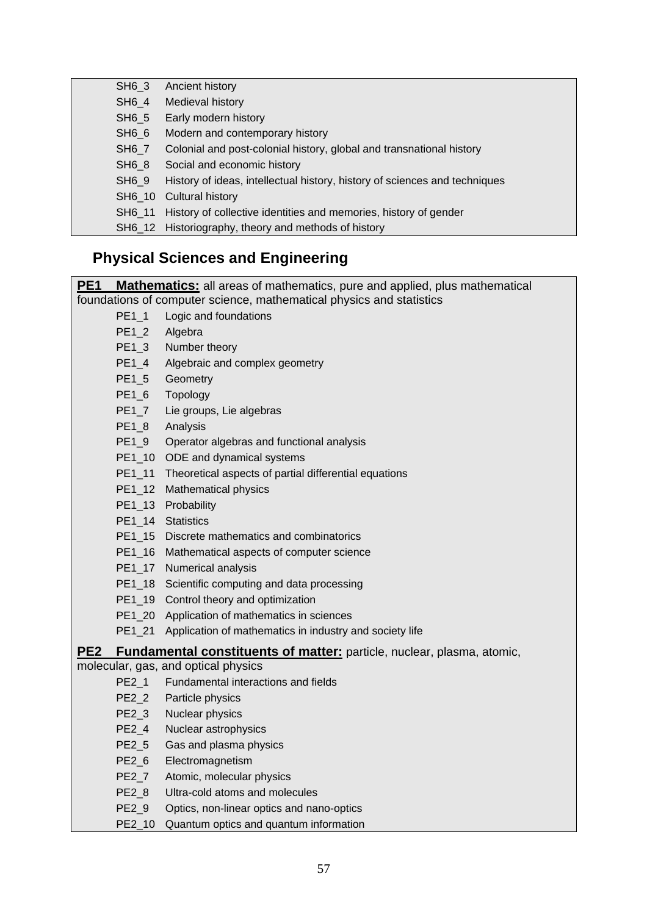- SH6_3 Ancient history
- SH6_4 Medieval history
- SH6_5 Early modern history
- SH6_6 Modern and contemporary history
- SH6_7 Colonial and post-colonial history, global and transnational history
- SH6_8 Social and economic history
- SH6_9 History of ideas, intellectual history, history of sciences and techniques
- SH6_10 Cultural history
- SH6_11 History of collective identities and memories, history of gender
- SH6_12 Historiography, theory and methods of history

## Physical Sciences and Engineering

**PE1 Mathematics:** all areas of mathematics, pure and applied, plus mathematical foundations of computer science, mathematical physics and statistics

- PE1_1 Logic and foundations
- PE1_2 Algebra
- PE1_3 Number theory
- PE1_4 Algebraic and complex geometry
- PE1_5 Geometry
- PE1_6 Topology
- PE1_7 Lie groups, Lie algebras
- PE1_8 Analysis
- PE1_9 Operator algebras and functional analysis
- PE1_10 ODE and dynamical systems
- PE1_11 Theoretical aspects of partial differential equations
- PE1_12 Mathematical physics
- PE1_13 Probability
- PE1_14 Statistics
- PE1_15 Discrete mathematics and combinatorics
- PE1_16 Mathematical aspects of computer science
- PE1_17 Numerical analysis
- PE1_18 Scientific computing and data processing
- PE1_19 Control theory and optimization
- PE1_20 Application of mathematics in sciences
- PE1_21 Application of mathematics in industry and society life

**PE2 Fundamental constituents of matter:** particle, nuclear, plasma, atomic, molecular, gas, and optical physics

- PE2_1 Fundamental interactions and fields
- PE2_2 Particle physics
- PE2_3 Nuclear physics
- PE2_4 Nuclear astrophysics
- PE2_5 Gas and plasma physics
- PE2_6 Electromagnetism
- PE2_7 Atomic, molecular physics
- PE2_8 Ultra-cold atoms and molecules
- PE2_9 Optics, non-linear optics and nano-optics
- PE2_10 Quantum optics and quantum information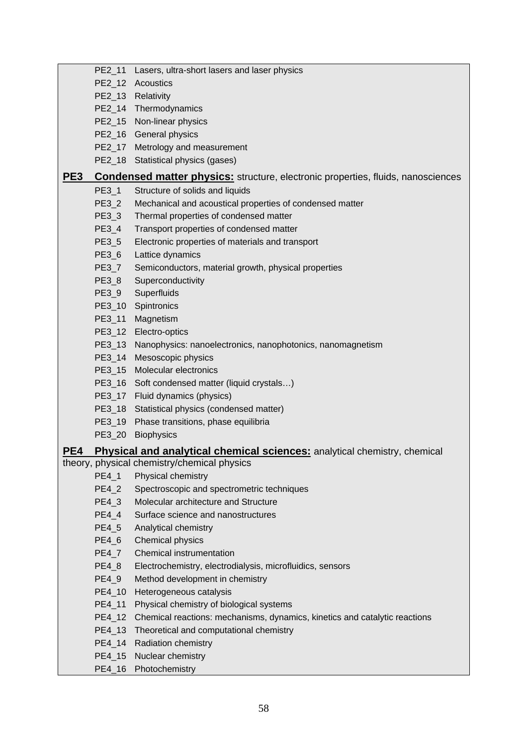- PE2_11 Lasers, ultra-short lasers and laser physics
- PE2_12 Acoustics
- PE2_13 Relativity
- PE2_14 Thermodynamics
- PE2_15 Non-linear physics
- PE2_16 General physics
- PE2_17 Metrology and measurement
- PE2_18 Statistical physics (gases)

### PE3 **Condensed matter physics:** structure, electronic properties, fluids, nanosciences

- PE3_1 Structure of solids and liquids
- PE3_2 Mechanical and acoustical properties of condensed matter
- PE3_3 Thermal properties of condensed matter
- PE3_4 Transport properties of condensed matter
- PE3_5 Electronic properties of materials and transport
- PE3_6 Lattice dynamics
- PE3_7 Semiconductors, material growth, physical properties
- PE3_8 Superconductivity
- PE3_9 Superfluids
- PE3_10 Spintronics
- PE3_11 Magnetism
- PE3_12 Electro-optics
- PE3_13 Nanophysics: nanoelectronics, nanophotonics, nanomagnetism
- PE3_14 Mesoscopic physics
- PE3_15 Molecular electronics
- PE3_16 Soft condensed matter (liquid crystals…)
- PE3_17 Fluid dynamics (physics)
- PE3_18 Statistical physics (condensed matter)
- PE3_19 Phase transitions, phase equilibria
- PE3_20 Biophysics

### PE4 **Physical and analytical chemical sciences:** analytical chemistry, chemical theory, physical chemistry/chemical physics

- PE4_1 Physical chemistry
- PE4_2 Spectroscopic and spectrometric techniques
- PE4_3 Molecular architecture and Structure
- PE4_4 Surface science and nanostructures
- PE4_5 Analytical chemistry
- PE4_6 Chemical physics
- PE4_7 Chemical instrumentation
- PE4_8 Electrochemistry, electrodialysis, microfluidics, sensors
- PE4_9 Method development in chemistry
- PE4_10 Heterogeneous catalysis
- PE4_11 Physical chemistry of biological systems
- PE4_12 Chemical reactions: mechanisms, dynamics, kinetics and catalytic reactions
- PE4_13 Theoretical and computational chemistry
- PE4_14 Radiation chemistry
- PE4_15 Nuclear chemistry
- PE4_16 Photochemistry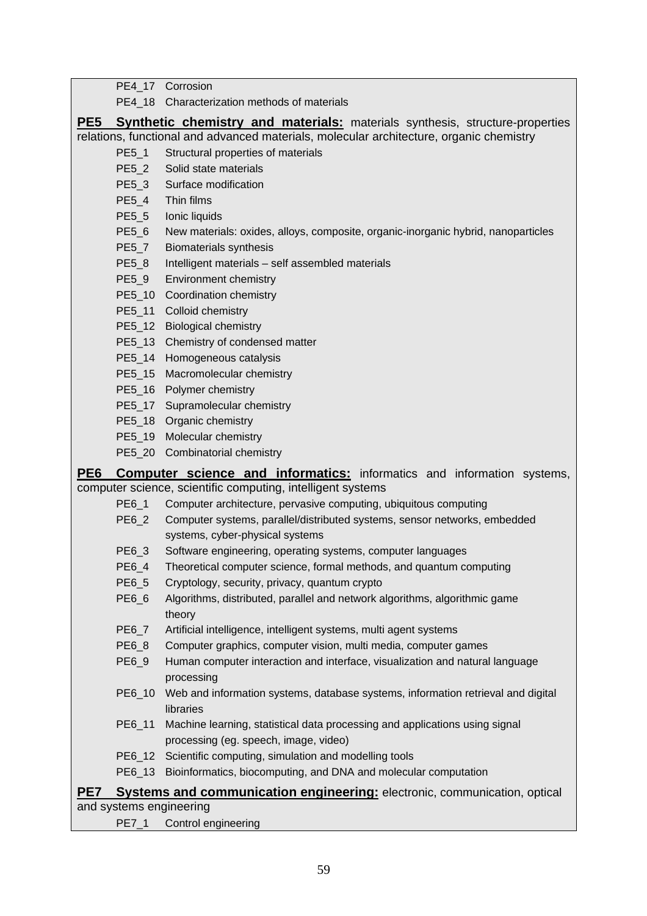PE4_17 Corrosion
PE4_18 Characterization methods of materials

**<u>PE5 Synthetic chemistry and materials:</u>** materials synthesis, structure-properties relations, functional and advanced materials, molecular architecture, organic chemistry

- PE5_1 Structural properties of materials
- PE5_2 Solid state materials
- PE5_3 Surface modification
- PE5_4 Thin films
- PE5_5 Ionic liquids
- PE5_6 New materials: oxides, alloys, composite, organic-inorganic hybrid, nanoparticles
- PE5_7 Biomaterials synthesis
- PE5_8 Intelligent materials – self assembled materials
- PE5_9 Environment chemistry
- PE5_10 Coordination chemistry
- PE5_11 Colloid chemistry
- PE5_12 Biological chemistry
- PE5_13 Chemistry of condensed matter
- PE5_14 Homogeneous catalysis
- PE5_15 Macromolecular chemistry
- PE5_16 Polymer chemistry
- PE5_17 Supramolecular chemistry
- PE5_18 Organic chemistry
- PE5_19 Molecular chemistry
- PE5_20 Combinatorial chemistry

**<u>PE6 Computer science and informatics:</u>** informatics and information systems, computer science, scientific computing, intelligent systems

- PE6_1 Computer architecture, pervasive computing, ubiquitous computing
- PE6_2 Computer systems, parallel/distributed systems, sensor networks, embedded systems, cyber-physical systems
- PE6_3 Software engineering, operating systems, computer languages
- PE6_4 Theoretical computer science, formal methods, and quantum computing
- PE6_5 Cryptology, security, privacy, quantum crypto
- PE6_6 Algorithms, distributed, parallel and network algorithms, algorithmic game theory
- PE6_7 Artificial intelligence, intelligent systems, multi agent systems
- PE6_8 Computer graphics, computer vision, multi media, computer games
- PE6_9 Human computer interaction and interface, visualization and natural language processing
- PE6_10 Web and information systems, database systems, information retrieval and digital libraries
- PE6_11 Machine learning, statistical data processing and applications using signal processing (eg. speech, image, video)
- PE6_12 Scientific computing, simulation and modelling tools
- PE6_13 Bioinformatics, biocomputing, and DNA and molecular computation

**<u>PE7 Systems and communication engineering:</u>** electronic, communication, optical and systems engineering

- PE7_1 Control engineering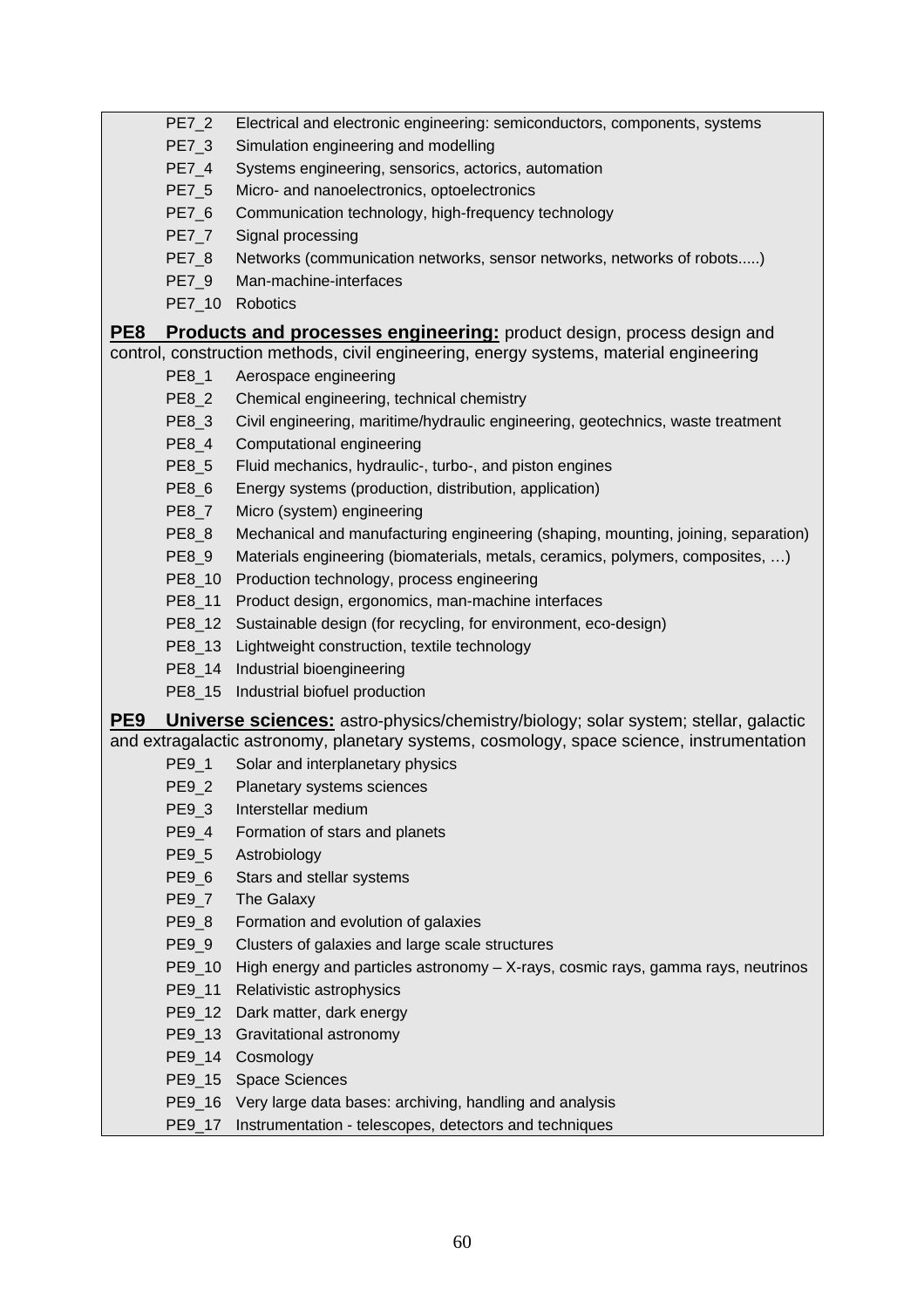PE7_2 Electrical and electronic engineering: semiconductors, components, systems
PE7_3 Simulation engineering and modelling
PE7_4 Systems engineering, sensorics, actorics, automation
PE7_5 Micro- and nanoelectronics, optoelectronics
PE7_6 Communication technology, high-frequency technology
PE7_7 Signal processing
PE7_8 Networks (communication networks, sensor networks, networks of robots.....)
PE7_9 Man-machine-interfaces
PE7_10 Robotics

**PE8** **Products and processes engineering:** product design, process design and control, construction methods, civil engineering, energy systems, material engineering

PE8_1 Aerospace engineering
PE8_2 Chemical engineering, technical chemistry
PE8_3 Civil engineering, maritime/hydraulic engineering, geotechnics, waste treatment
PE8_4 Computational engineering
PE8_5 Fluid mechanics, hydraulic-, turbo-, and piston engines
PE8_6 Energy systems (production, distribution, application)
PE8_7 Micro (system) engineering
PE8_8 Mechanical and manufacturing engineering (shaping, mounting, joining, separation)
PE8_9 Materials engineering (biomaterials, metals, ceramics, polymers, composites, …)
PE8_10 Production technology, process engineering
PE8_11 Product design, ergonomics, man-machine interfaces
PE8_12 Sustainable design (for recycling, for environment, eco-design)
PE8_13 Lightweight construction, textile technology
PE8_14 Industrial bioengineering
PE8_15 Industrial biofuel production

**PE9** **Universe sciences:** astro-physics/chemistry/biology; solar system; stellar, galactic and extragalactic astronomy, planetary systems, cosmology, space science, instrumentation

PE9_1 Solar and interplanetary physics
PE9_2 Planetary systems sciences
PE9_3 Interstellar medium
PE9_4 Formation of stars and planets
PE9_5 Astrobiology
PE9_6 Stars and stellar systems
PE9_7 The Galaxy
PE9_8 Formation and evolution of galaxies
PE9_9 Clusters of galaxies and large scale structures
PE9_10 High energy and particles astronomy – X-rays, cosmic rays, gamma rays, neutrinos
PE9_11 Relativistic astrophysics
PE9_12 Dark matter, dark energy
PE9_13 Gravitational astronomy
PE9_14 Cosmology
PE9_15 Space Sciences
PE9_16 Very large data bases: archiving, handling and analysis
PE9_17 Instrumentation - telescopes, detectors and techniques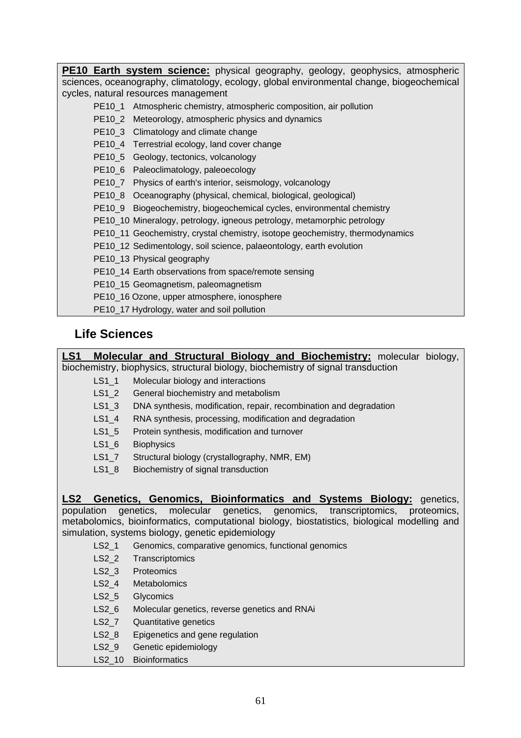**PE10 Earth system science:** physical geography, geology, geophysics, atmospheric sciences, oceanography, climatology, ecology, global environmental change, biogeochemical cycles, natural resources management

- PE10_1 Atmospheric chemistry, atmospheric composition, air pollution
- PE10_2 Meteorology, atmospheric physics and dynamics
- PE10_3 Climatology and climate change
- PE10_4 Terrestrial ecology, land cover change
- PE10_5 Geology, tectonics, volcanology
- PE10_6 Paleoclimatology, paleoecology
- PE10_7 Physics of earth's interior, seismology, volcanology
- PE10_8 Oceanography (physical, chemical, biological, geological)
- PE10_9 Biogeochemistry, biogeochemical cycles, environmental chemistry
- PE10_10 Mineralogy, petrology, igneous petrology, metamorphic petrology
- PE10_11 Geochemistry, crystal chemistry, isotope geochemistry, thermodynamics
- PE10_12 Sedimentology, soil science, palaeontology, earth evolution
- PE10_13 Physical geography
- PE10_14 Earth observations from space/remote sensing
- PE10_15 Geomagnetism, paleomagnetism
- PE10_16 Ozone, upper atmosphere, ionosphere
- PE10_17 Hydrology, water and soil pollution

## Life Sciences

**LS1 Molecular and Structural Biology and Biochemistry:** molecular biology, biochemistry, biophysics, structural biology, biochemistry of signal transduction

- LS1_1 Molecular biology and interactions
- LS1_2 General biochemistry and metabolism
- LS1_3 DNA synthesis, modification, repair, recombination and degradation
- LS1_4 RNA synthesis, processing, modification and degradation
- LS1_5 Protein synthesis, modification and turnover
- LS1_6 Biophysics
- LS1_7 Structural biology (crystallography, NMR, EM)
- LS1_8 Biochemistry of signal transduction

**LS2 Genetics, Genomics, Bioinformatics and Systems Biology:** genetics, population genetics, molecular genetics, genomics, transcriptomics, proteomics, metabolomics, bioinformatics, computational biology, biostatistics, biological modelling and simulation, systems biology, genetic epidemiology

- LS2_1 Genomics, comparative genomics, functional genomics
- LS2_2 Transcriptomics
- LS2_3 Proteomics
- LS2_4 Metabolomics
- LS2_5 Glycomics
- LS2_6 Molecular genetics, reverse genetics and RNAi
- LS2_7 Quantitative genetics
- LS2_8 Epigenetics and gene regulation
- LS2_9 Genetic epidemiology
- LS2_10 Bioinformatics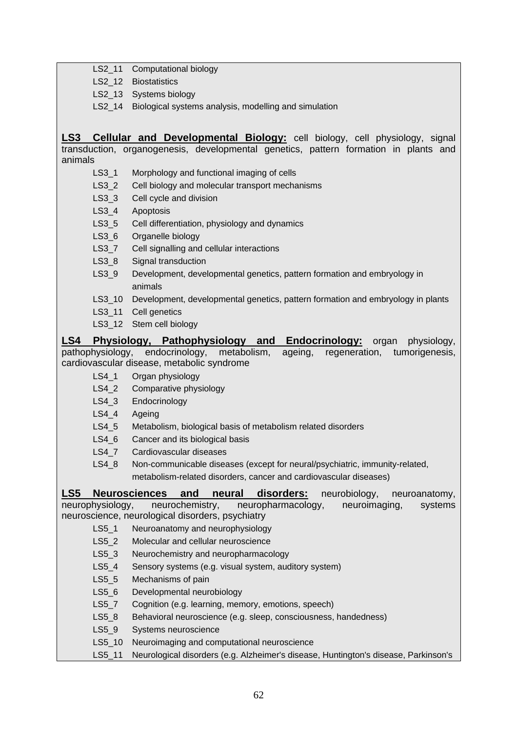LS2_11 Computational biology
LS2_12 Biostatistics
LS2_13 Systems biology
LS2_14 Biological systems analysis, modelling and simulation

**LS3 Cellular and Developmental Biology:** cell biology, cell physiology, signal transduction, organogenesis, developmental genetics, pattern formation in plants and animals

LS3_1 Morphology and functional imaging of cells
LS3_2 Cell biology and molecular transport mechanisms
LS3_3 Cell cycle and division
LS3_4 Apoptosis
LS3_5 Cell differentiation, physiology and dynamics
LS3_6 Organelle biology
LS3_7 Cell signalling and cellular interactions
LS3_8 Signal transduction
LS3_9 Development, developmental genetics, pattern formation and embryology in animals
LS3_10 Development, developmental genetics, pattern formation and embryology in plants
LS3_11 Cell genetics
LS3_12 Stem cell biology

**LS4 Physiology, Pathophysiology and Endocrinology:** organ physiology, pathophysiology, endocrinology, metabolism, ageing, regeneration, tumorigenesis, cardiovascular disease, metabolic syndrome

LS4_1 Organ physiology
LS4_2 Comparative physiology
LS4_3 Endocrinology
LS4_4 Ageing
LS4_5 Metabolism, biological basis of metabolism related disorders
LS4_6 Cancer and its biological basis
LS4_7 Cardiovascular diseases
LS4_8 Non-communicable diseases (except for neural/psychiatric, immunity-related, metabolism-related disorders, cancer and cardiovascular diseases)

**LS5 Neurosciences and neural disorders:** neurobiology, neuroanatomy, neurophysiology, neurochemistry, neuropharmacology, neuroimaging, systems neuroscience, neurological disorders, psychiatry

LS5_1 Neuroanatomy and neurophysiology
LS5_2 Molecular and cellular neuroscience
LS5_3 Neurochemistry and neuropharmacology
LS5_4 Sensory systems (e.g. visual system, auditory system)
LS5_5 Mechanisms of pain
LS5_6 Developmental neurobiology
LS5_7 Cognition (e.g. learning, memory, emotions, speech)
LS5_8 Behavioral neuroscience (e.g. sleep, consciousness, handedness)
LS5_9 Systems neuroscience
LS5_10 Neuroimaging and computational neuroscience
LS5_11 Neurological disorders (e.g. Alzheimer's disease, Huntington's disease, Parkinson's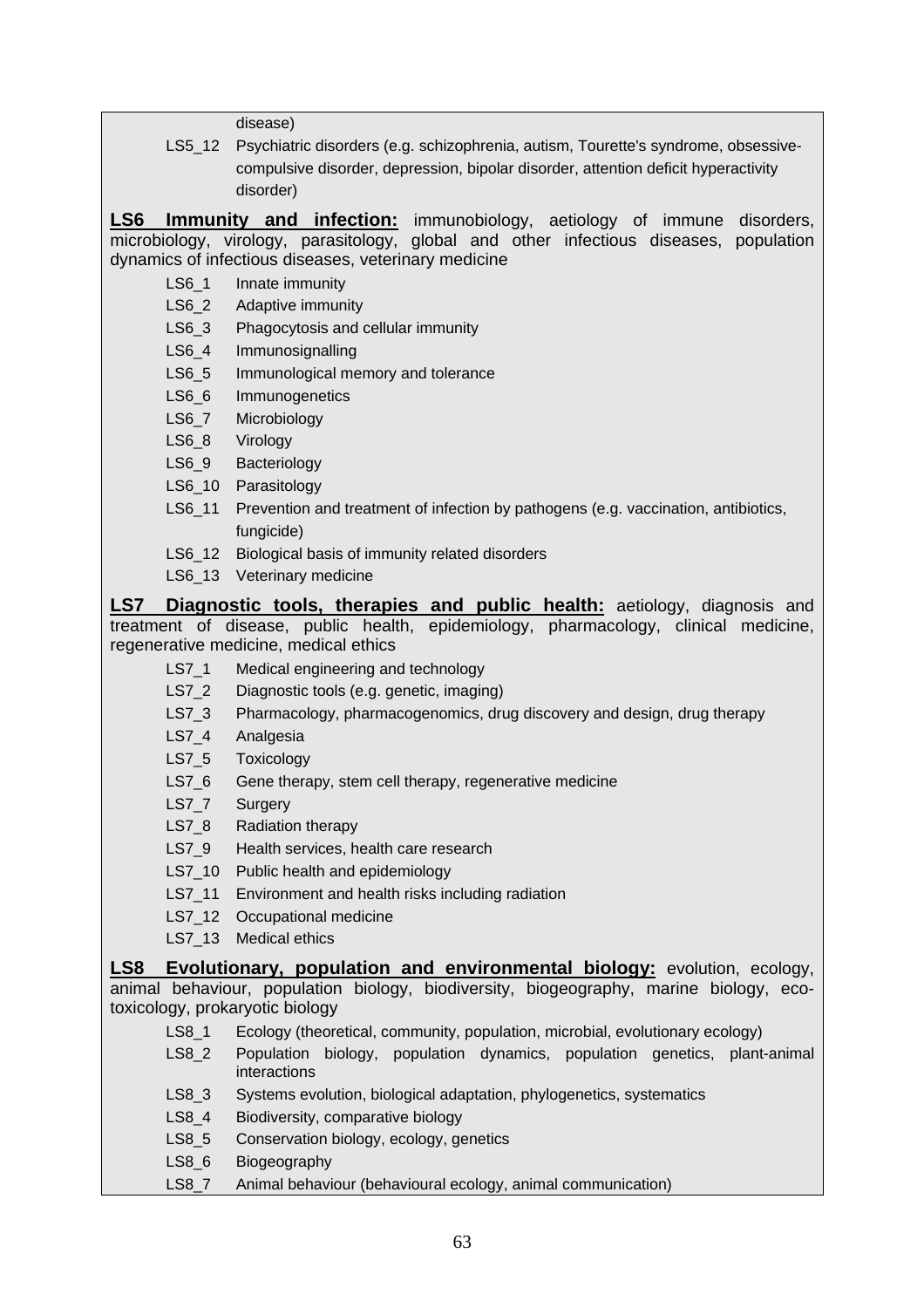disease)

- LS5_12 Psychiatric disorders (e.g. schizophrenia, autism, Tourette's syndrome, obsessive-compulsive disorder, depression, bipolar disorder, attention deficit hyperactivity disorder)

**LS6 Immunity and infection:** immunobiology, aetiology of immune disorders, microbiology, virology, parasitology, global and other infectious diseases, population dynamics of infectious diseases, veterinary medicine

- LS6_1 Innate immunity
- LS6_2 Adaptive immunity
- LS6_3 Phagocytosis and cellular immunity
- LS6_4 Immunosignalling
- LS6_5 Immunological memory and tolerance
- LS6_6 Immunogenetics
- LS6_7 Microbiology
- LS6_8 Virology
- LS6_9 Bacteriology
- LS6_10 Parasitology
- LS6_11 Prevention and treatment of infection by pathogens (e.g. vaccination, antibiotics, fungicide)
- LS6_12 Biological basis of immunity related disorders
- LS6_13 Veterinary medicine

**LS7 Diagnostic tools, therapies and public health:** aetiology, diagnosis and treatment of disease, public health, epidemiology, pharmacology, clinical medicine, regenerative medicine, medical ethics

- LS7_1 Medical engineering and technology
- LS7_2 Diagnostic tools (e.g. genetic, imaging)
- LS7_3 Pharmacology, pharmacogenomics, drug discovery and design, drug therapy
- LS7_4 Analgesia
- LS7_5 Toxicology
- LS7_6 Gene therapy, stem cell therapy, regenerative medicine
- LS7_7 Surgery
- LS7_8 Radiation therapy
- LS7_9 Health services, health care research
- LS7_10 Public health and epidemiology
- LS7_11 Environment and health risks including radiation
- LS7_12 Occupational medicine
- LS7_13 Medical ethics

**LS8 Evolutionary, population and environmental biology:** evolution, ecology, animal behaviour, population biology, biodiversity, biogeography, marine biology, eco-toxicology, prokaryotic biology

- LS8_1 Ecology (theoretical, community, population, microbial, evolutionary ecology)
- LS8_2 Population biology, population dynamics, population genetics, plant-animal interactions
- LS8_3 Systems evolution, biological adaptation, phylogenetics, systematics
- LS8_4 Biodiversity, comparative biology
- LS8_5 Conservation biology, ecology, genetics
- LS8_6 Biogeography
- LS8_7 Animal behaviour (behavioural ecology, animal communication)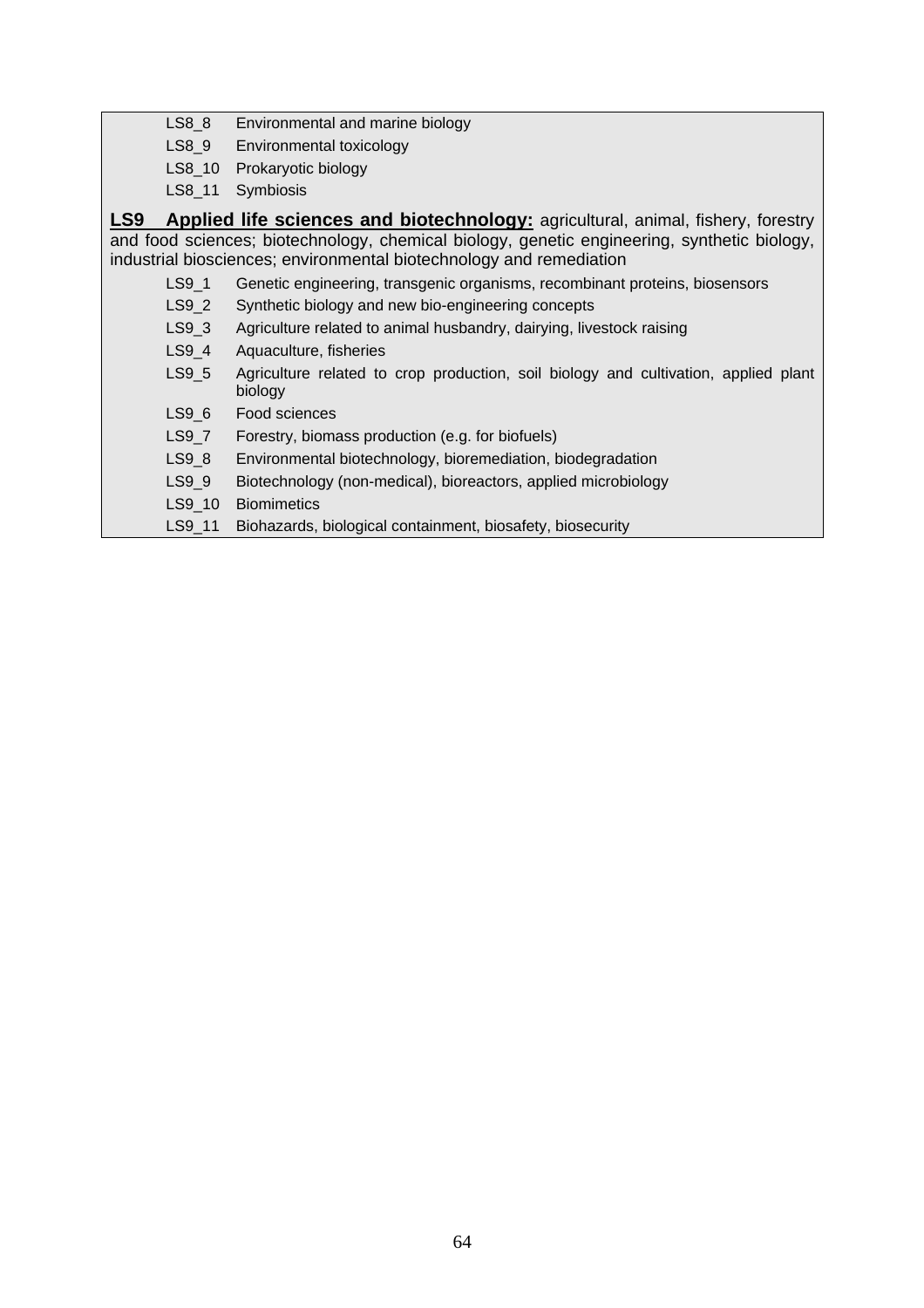LS8_8 Environmental and marine biology

LS8_9 Environmental toxicology

LS8_10 Prokaryotic biology

LS8_11 Symbiosis

**LS9 Applied life sciences and biotechnology:** agricultural, animal, fishery, forestry and food sciences; biotechnology, chemical biology, genetic engineering, synthetic biology, industrial biosciences; environmental biotechnology and remediation

LS9_1 Genetic engineering, transgenic organisms, recombinant proteins, biosensors

LS9_2 Synthetic biology and new bio-engineering concepts

LS9_3 Agriculture related to animal husbandry, dairying, livestock raising

LS9_4 Aquaculture, fisheries

LS9_5 Agriculture related to crop production, soil biology and cultivation, applied plant biology

LS9_6 Food sciences

LS9_7 Forestry, biomass production (e.g. for biofuels)

LS9_8 Environmental biotechnology, bioremediation, biodegradation

LS9_9 Biotechnology (non-medical), bioreactors, applied microbiology

LS9_10 Biomimetics

LS9_11 Biohazards, biological containment, biosafety, biosecurity